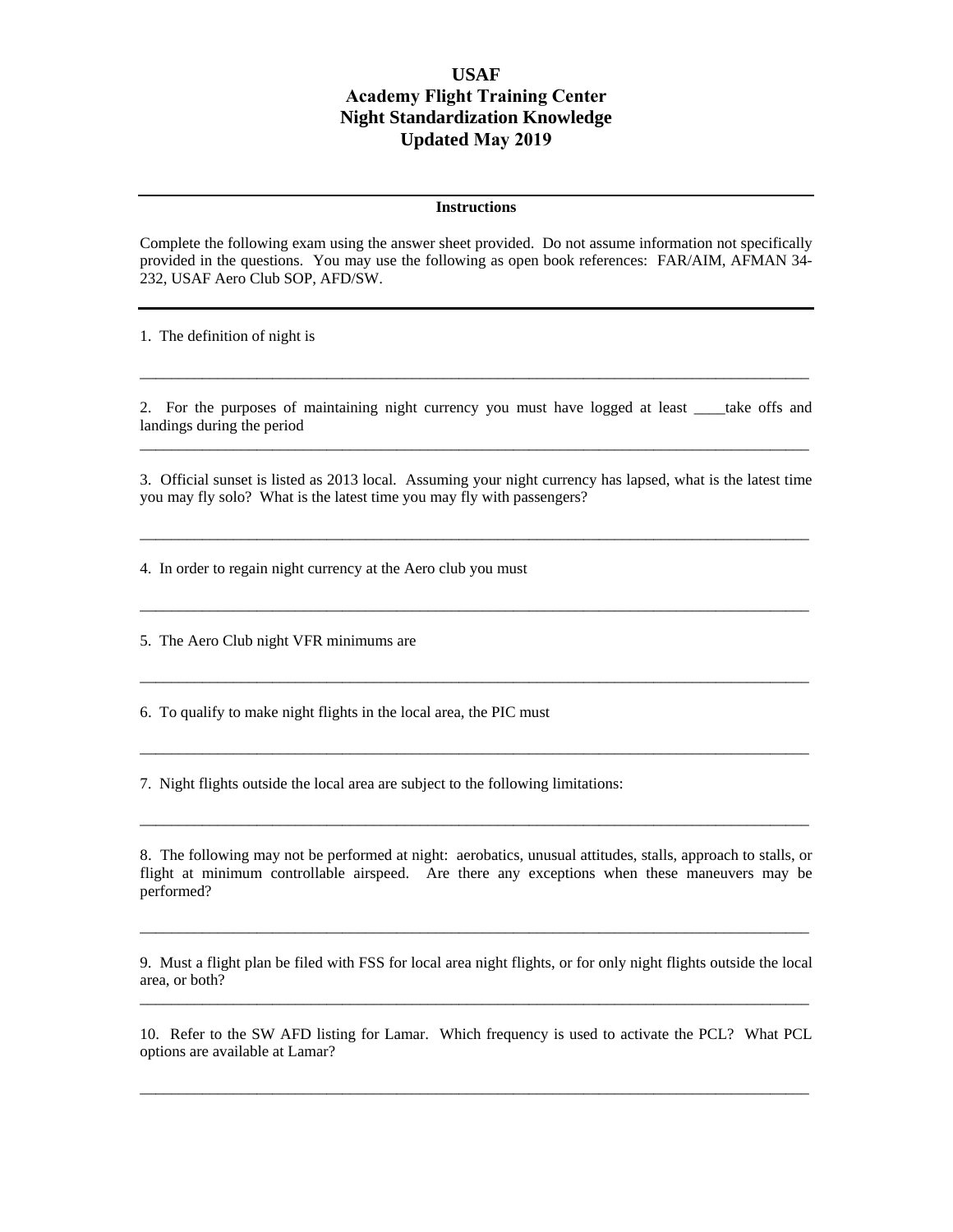# USAF
# Academy Flight Training Center
# Night Standardization Knowledge
# Updated May 2019

---

**Instructions**

Complete the following exam using the answer sheet provided. Do not assume information not specifically provided in the questions. You may use the following as open book references: FAR/AIM, AFMAN 34-232, USAF Aero Club SOP, AFD/SW.

---

1. The definition of night is

_____________________________________________________________________________

2. For the purposes of maintaining night currency you must have logged at least ____take offs and landings during the period

_____________________________________________________________________________

3. Official sunset is listed as 2013 local. Assuming your night currency has lapsed, what is the latest time you may fly solo? What is the latest time you may fly with passengers?

_____________________________________________________________________________

4. In order to regain night currency at the Aero club you must

_____________________________________________________________________________

5. The Aero Club night VFR minimums are

_____________________________________________________________________________

6. To qualify to make night flights in the local area, the PIC must

_____________________________________________________________________________

7. Night flights outside the local area are subject to the following limitations:

_____________________________________________________________________________

8. The following may not be performed at night: aerobatics, unusual attitudes, stalls, approach to stalls, or flight at minimum controllable airspeed. Are there any exceptions when these maneuvers may be performed?

_____________________________________________________________________________

9. Must a flight plan be filed with FSS for local area night flights, or for only night flights outside the local area, or both?

_____________________________________________________________________________

10. Refer to the SW AFD listing for Lamar. Which frequency is used to activate the PCL? What PCL options are available at Lamar?

_____________________________________________________________________________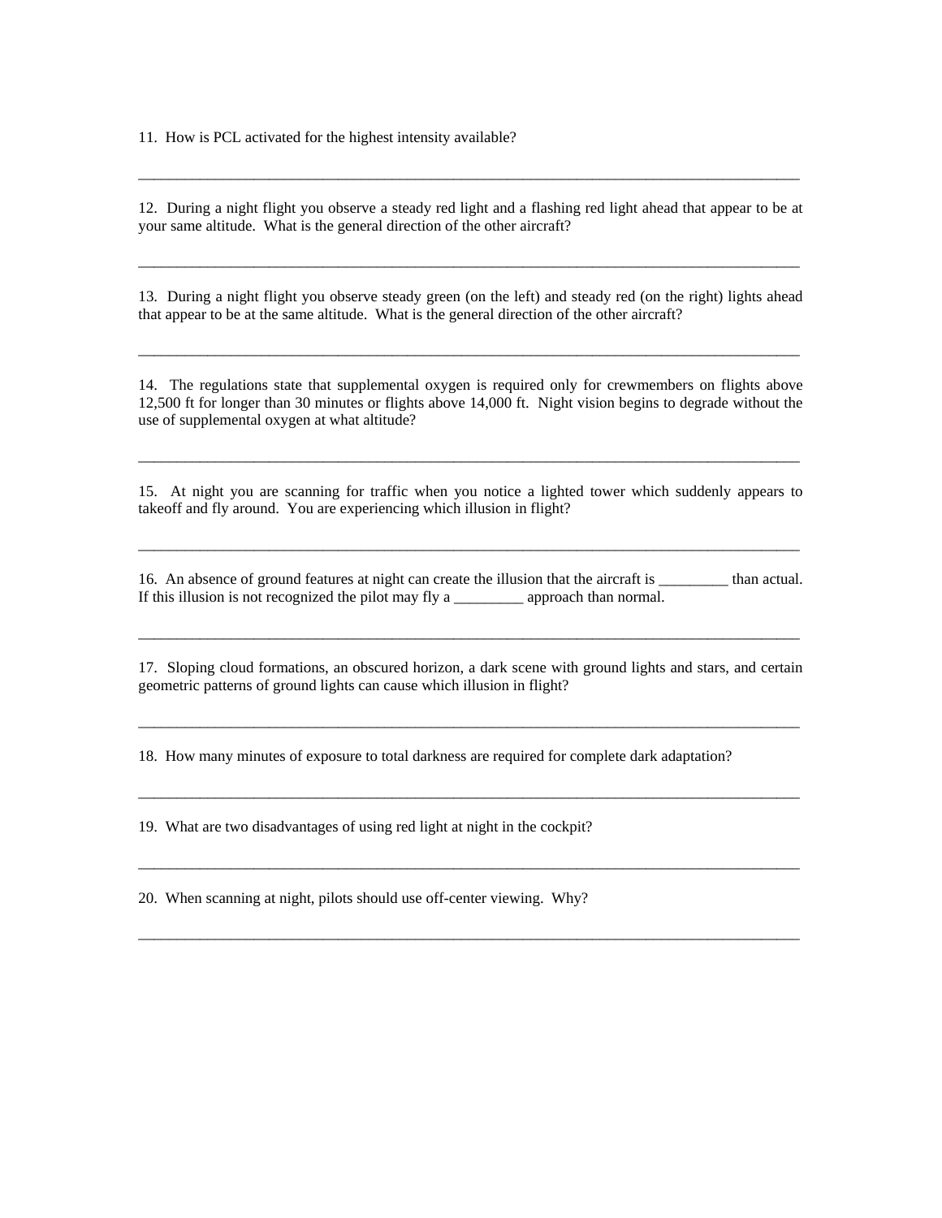11. How is PCL activated for the highest intensity available?

_______________________________________________________________________________________

12. During a night flight you observe a steady red light and a flashing red light ahead that appear to be at your same altitude. What is the general direction of the other aircraft?

_______________________________________________________________________________________

13. During a night flight you observe steady green (on the left) and steady red (on the right) lights ahead that appear to be at the same altitude. What is the general direction of the other aircraft?

_______________________________________________________________________________________

14. The regulations state that supplemental oxygen is required only for crewmembers on flights above 12,500 ft for longer than 30 minutes or flights above 14,000 ft. Night vision begins to degrade without the use of supplemental oxygen at what altitude?

_______________________________________________________________________________________

15. At night you are scanning for traffic when you notice a lighted tower which suddenly appears to takeoff and fly around. You are experiencing which illusion in flight?

_______________________________________________________________________________________

16. An absence of ground features at night can create the illusion that the aircraft is _________ than actual. If this illusion is not recognized the pilot may fly a _________ approach than normal.

_______________________________________________________________________________________

17. Sloping cloud formations, an obscured horizon, a dark scene with ground lights and stars, and certain geometric patterns of ground lights can cause which illusion in flight?

_______________________________________________________________________________________

18. How many minutes of exposure to total darkness are required for complete dark adaptation?

_______________________________________________________________________________________

19. What are two disadvantages of using red light at night in the cockpit?

_______________________________________________________________________________________

20. When scanning at night, pilots should use off-center viewing. Why?

_______________________________________________________________________________________